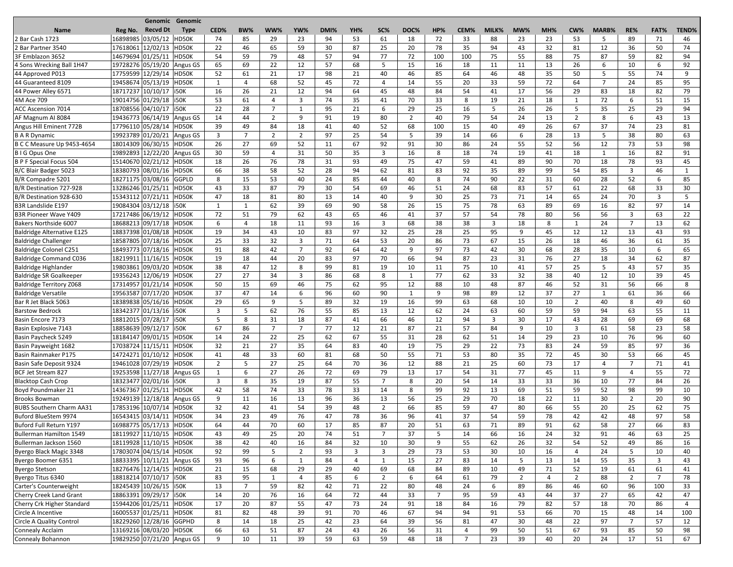| Name | Reg No. | Genomic Recvd Dt | Genomic Type | CED% | BW% | WW% | YW% | DMI% | YH% | SC% | DOC% | HP% | CEM% | MILK% | MW% | MH% | CW% | MARB% | RE% | FAT% | TEND% |
|---|---|---|---|---|---|---|---|---|---|---|---|---|---|---|---|---|---|---|---|---|---|
| 2 Bar Cash 1723 | 16898985 | 03/05/12 | HD50K | 74 | 85 | 29 | 23 | 94 | 53 | 61 | 18 | 72 | 33 | 88 | 23 | 23 | 53 | 5 | 89 | 71 | 46 |
| 2 Bar Partner 3540 | 17618061 | 12/02/13 | HD50K | 22 | 46 | 65 | 59 | 30 | 87 | 25 | 20 | 78 | 35 | 94 | 43 | 32 | 81 | 12 | 36 | 50 | 74 |
| 3F Emblazon 3652 | 14679694 | 01/25/11 | HD50K | 54 | 59 | 79 | 48 | 57 | 94 | 77 | 72 | 100 | 100 | 75 | 55 | 88 | 75 | 87 | 59 | 82 | 94 |
| 4 Sons Wrecking Ball 1H47 | 19728276 | 05/19/20 | Angus GS | 65 | 69 | 22 | 12 | 57 | 68 | 5 | 15 | 16 | 18 | 11 | 11 | 13 | 26 | 6 | 10 | 6 | 92 |
| 44 Approved P013 | 17759599 | 12/29/14 | HD50K | 52 | 61 | 21 | 17 | 98 | 21 | 40 | 46 | 85 | 64 | 46 | 48 | 35 | 50 | 5 | 55 | 74 | 9 |
| 44 Guaranteed 8109 | 19458674 | 05/13/19 | HD50K | 1 | 4 | 68 | 52 | 45 | 72 | 4 | 14 | 55 | 20 | 33 | 59 | 72 | 64 | 7 | 24 | 85 | 95 |
| 44 Power Alley 6571 | 18717237 | 10/10/17 | i50K | 16 | 26 | 21 | 12 | 94 | 64 | 45 | 48 | 84 | 54 | 41 | 17 | 56 | 29 | 83 | 18 | 82 | 79 |
| 4M Ace 709 | 19014756 | 01/29/18 | i50K | 53 | 61 | 4 | 3 | 74 | 35 | 41 | 70 | 33 | 8 | 19 | 21 | 18 | 1 | 72 | 6 | 51 | 15 |
| ACC Ascension 7014 | 18708556 | 04/10/17 | i50K | 22 | 28 | 7 | 1 | 95 | 21 | 6 | 29 | 25 | 16 | 5 | 26 | 26 | 5 | 35 | 25 | 29 | 94 |
| AF Magnum Al 8084 | 19436773 | 06/14/19 | Angus GS | 14 | 44 | 2 | 9 | 91 | 19 | 80 | 2 | 40 | 79 | 54 | 24 | 13 | 2 | 8 | 6 | 43 | 13 |
| Angus Hill Eminent 772B | 17796110 | 05/28/14 | HD50K | 39 | 49 | 84 | 18 | 41 | 40 | 52 | 68 | 100 | 15 | 40 | 49 | 26 | 67 | 37 | 74 | 23 | 81 |
| B A R Dynamic | 19923789 | 01/20/21 | Angus GS | 3 | 7 | 2 | 2 | 97 | 25 | 54 | 5 | 39 | 14 | 66 | 6 | 28 | 13 | 5 | 38 | 80 | 63 |
| B C C Measure Up 9453-4654 | 18014309 | 06/30/15 | HD50K | 26 | 27 | 69 | 52 | 11 | 67 | 92 | 91 | 30 | 86 | 24 | 55 | 52 | 56 | 12 | 73 | 53 | 98 |
| B I G Opus One | 19892893 | 12/22/20 | Angus GS | 30 | 59 | 4 | 31 | 50 | 35 | 3 | 16 | 8 | 18 | 74 | 19 | 41 | 18 | 1 | 16 | 82 | 91 |
| B P F Special Focus 504 | 15140670 | 02/21/12 | HD50K | 18 | 26 | 76 | 78 | 31 | 93 | 49 | 75 | 47 | 59 | 41 | 89 | 90 | 70 | 18 | 78 | 93 | 45 |
| B/C Blair Badger 5023 | 18380793 | 08/01/16 | HD50K | 66 | 38 | 58 | 52 | 28 | 94 | 62 | 81 | 83 | 92 | 35 | 89 | 99 | 54 | 85 | 3 | 46 | 1 |
| B/R Compadre 5201 | 18271175 | 03/08/16 | GGPLD | 8 | 15 | 53 | 40 | 24 | 85 | 44 | 40 | 8 | 74 | 90 | 22 | 31 | 60 | 28 | 52 | 6 | 85 |
| B/R Destination 727-928 | 13286246 | 01/25/11 | HD50K | 43 | 33 | 87 | 79 | 30 | 54 | 69 | 46 | 51 | 24 | 68 | 83 | 57 | 61 | 22 | 68 | 33 | 30 |
| B/R Destination 928-630 | 15343112 | 07/21/11 | HD50K | 47 | 18 | 81 | 80 | 13 | 14 | 40 | 9 | 30 | 25 | 73 | 71 | 14 | 65 | 24 | 70 | 3 | 5 |
| B3R Landslide E197 | 19084304 | 03/12/18 | i50K | 1 | 1 | 62 | 39 | 69 | 90 | 58 | 26 | 15 | 75 | 78 | 63 | 89 | 69 | 16 | 82 | 97 | 14 |
| B3R Pioneer Wave Y409 | 17217486 | 06/19/12 | HD50K | 72 | 51 | 79 | 62 | 43 | 65 | 46 | 41 | 37 | 57 | 54 | 78 | 80 | 56 | 56 | 3 | 63 | 22 |
| Bakers Northside 6007 | 18688213 | 09/17/18 | HD50K | 6 | 4 | 18 | 11 | 93 | 16 | 3 | 68 | 38 | 38 | 3 | 18 | 8 | 1 | 24 | 7 | 13 | 62 |
| Baldridge Alternative E125 | 18837398 | 01/08/18 | HD50K | 19 | 34 | 43 | 10 | 83 | 97 | 32 | 25 | 28 | 25 | 95 | 9 | 45 | 12 | 12 | 13 | 43 | 93 |
| Baldridge Challenger | 18587805 | 07/18/16 | HD50K | 25 | 33 | 32 | 3 | 71 | 64 | 53 | 20 | 86 | 73 | 67 | 15 | 26 | 18 | 46 | 36 | 61 | 35 |
| Baldridge Colonel C251 | 18493773 | 07/18/16 | HD50K | 91 | 88 | 42 | 7 | 92 | 64 | 42 | 9 | 97 | 73 | 42 | 30 | 68 | 28 | 35 | 10 | 6 | 65 |
| Baldridge Command C036 | 18219911 | 11/16/15 | HD50K | 19 | 18 | 44 | 20 | 83 | 97 | 70 | 66 | 94 | 87 | 23 | 31 | 76 | 27 | 18 | 34 | 62 | 87 |
| Baldridge Highlander | 19803861 | 09/03/20 | HD50K | 38 | 47 | 12 | 8 | 99 | 81 | 19 | 10 | 11 | 75 | 10 | 41 | 57 | 25 | 5 | 43 | 57 | 35 |
| Baldridge SR Goalkeeper | 19356243 | 12/06/19 | HD50K | 27 | 27 | 34 | 3 | 86 | 68 | 8 | 1 | 77 | 62 | 33 | 32 | 38 | 40 | 12 | 10 | 39 | 45 |
| Baldridge Territory Z068 | 17314957 | 01/21/14 | HD50K | 50 | 15 | 69 | 46 | 75 | 62 | 95 | 12 | 88 | 10 | 48 | 87 | 46 | 52 | 31 | 56 | 66 | 8 |
| Baldridge Versatile | 19563587 | 07/17/20 | HD50K | 37 | 47 | 14 | 6 | 96 | 60 | 90 | 1 | 9 | 98 | 89 | 12 | 37 | 27 | 1 | 61 | 36 | 66 |
| Bar R Jet Black 5063 | 18389838 | 05/16/16 | HD50K | 29 | 65 | 9 | 5 | 89 | 32 | 19 | 16 | 99 | 63 | 68 | 10 | 10 | 2 | 40 | 8 | 49 | 60 |
| Barstow Bedrock | 18342377 | 01/13/16 | i50K | 3 | 5 | 62 | 76 | 55 | 85 | 13 | 12 | 62 | 24 | 63 | 60 | 59 | 59 | 94 | 63 | 55 | 11 |
| Basin Encore 7173 | 18812015 | 07/28/17 | i50K | 5 | 8 | 31 | 18 | 87 | 41 | 66 | 46 | 12 | 94 | 3 | 30 | 17 | 43 | 28 | 69 | 69 | 68 |
| Basin Explosive 7143 | 18858639 | 09/12/17 | i50K | 67 | 86 | 7 | 7 | 77 | 12 | 21 | 87 | 21 | 57 | 84 | 9 | 10 | 3 | 61 | 58 | 23 | 58 |
| Basin Paycheck 5249 | 18184147 | 09/01/15 | HD50K | 14 | 24 | 22 | 25 | 62 | 67 | 55 | 31 | 28 | 62 | 51 | 14 | 29 | 23 | 10 | 76 | 96 | 60 |
| Basin Payweight 1682 | 17038724 | 11/15/11 | HD50K | 32 | 21 | 27 | 35 | 64 | 83 | 40 | 19 | 75 | 29 | 22 | 73 | 83 | 24 | 59 | 85 | 97 | 36 |
| Basin Rainmaker P175 | 14724271 | 01/10/12 | HD50K | 41 | 48 | 33 | 60 | 81 | 68 | 50 | 55 | 71 | 53 | 80 | 35 | 72 | 45 | 30 | 53 | 66 | 45 |
| Basin Safe Deposit 9324 | 19461028 | 07/29/19 | HD50K | 2 | 5 | 27 | 25 | 64 | 70 | 36 | 12 | 88 | 21 | 25 | 60 | 73 | 17 | 4 | 7 | 71 | 41 |
| BCF Jet Stream 827 | 19253598 | 11/27/18 | Angus GS | 1 | 6 | 27 | 26 | 72 | 69 | 79 | 13 | 17 | 54 | 31 | 77 | 45 | 11 | 9 | 4 | 55 | 72 |
| Blacktop Cash Crop | 18323477 | 02/01/16 | i50K | 3 | 8 | 35 | 19 | 87 | 55 | 7 | 8 | 20 | 54 | 14 | 33 | 33 | 36 | 10 | 77 | 84 | 26 |
| Boyd Poundmaker 21 | 14367367 | 01/25/11 | HD50K | 42 | 58 | 74 | 33 | 78 | 33 | 14 | 8 | 99 | 92 | 13 | 69 | 51 | 59 | 52 | 98 | 99 | 10 |
| Brooks Bowman | 19249139 | 12/18/18 | Angus GS | 9 | 11 | 16 | 13 | 96 | 36 | 13 | 56 | 25 | 29 | 70 | 18 | 22 | 11 | 30 | 2 | 20 | 90 |
| BUBS Southern Charm AA31 | 17853196 | 10/07/14 | HD50K | 32 | 42 | 41 | 54 | 39 | 48 | 2 | 66 | 85 | 59 | 47 | 80 | 66 | 55 | 20 | 25 | 62 | 75 |
| Buford BlueStem 9974 | 16543415 | 03/14/11 | HD50K | 34 | 23 | 49 | 76 | 47 | 78 | 36 | 96 | 41 | 37 | 54 | 59 | 78 | 42 | 42 | 48 | 97 | 58 |
| Buford Full Return Y197 | 16988775 | 05/17/13 | HD50K | 64 | 44 | 70 | 60 | 17 | 85 | 87 | 20 | 51 | 63 | 71 | 89 | 91 | 62 | 58 | 27 | 66 | 83 |
| Bullerman Hamilton 1549 | 18119927 | 11/10/15 | HD50K | 43 | 49 | 25 | 20 | 74 | 51 | 7 | 37 | 5 | 14 | 66 | 16 | 24 | 32 | 91 | 46 | 63 | 25 |
| Bullerman Jackson 1560 | 18119928 | 11/10/15 | HD50K | 38 | 42 | 40 | 16 | 84 | 32 | 10 | 30 | 9 | 55 | 62 | 26 | 32 | 54 | 52 | 49 | 86 | 16 |
| Byergo Black Magic 3348 | 17803074 | 04/15/14 | HD50K | 92 | 99 | 5 | 2 | 93 | 3 | 3 | 29 | 73 | 53 | 30 | 10 | 16 | 4 | 24 | 5 | 10 | 40 |
| Byergo Boomer 6351 | 18833395 | 10/11/21 | Angus GS | 93 | 96 | 6 | 1 | 84 | 4 | 1 | 15 | 27 | 83 | 14 | 5 | 13 | 14 | 55 | 35 | 3 | 43 |
| Byergo Stetson | 18276476 | 12/14/15 | HD50K | 21 | 15 | 68 | 29 | 29 | 40 | 69 | 68 | 84 | 89 | 10 | 49 | 71 | 52 | 19 | 61 | 61 | 41 |
| Byergo Titus 6340 | 18818214 | 07/10/17 | i50K | 83 | 95 | 1 | 4 | 85 | 6 | 2 | 6 | 64 | 61 | 79 | 2 | 4 | 2 | 88 | 2 | 7 | 78 |
| Carter's Counterweight | 18245439 | 10/26/15 | i50K | 13 | 7 | 59 | 82 | 42 | 71 | 22 | 80 | 48 | 24 | 6 | 89 | 86 | 46 | 60 | 96 | 100 | 33 |
| Cherry Creek Land Grant | 18863391 | 09/29/17 | i50K | 14 | 20 | 76 | 16 | 64 | 72 | 44 | 33 | 7 | 95 | 59 | 43 | 44 | 37 | 27 | 65 | 42 | 47 |
| Cherry Crk Higher Standard | 15944206 | 01/25/11 | HD50K | 17 | 20 | 87 | 55 | 47 | 73 | 24 | 91 | 18 | 84 | 16 | 79 | 82 | 57 | 18 | 70 | 86 | 4 |
| Circle A Incentive | 16005537 | 01/25/11 | HD50K | 81 | 82 | 48 | 39 | 91 | 70 | 46 | 67 | 94 | 94 | 91 | 53 | 66 | 70 | 15 | 48 | 14 | 100 |
| Circle A Quality Control | 18229260 | 12/28/16 | GGPHD | 8 | 14 | 18 | 25 | 42 | 23 | 64 | 39 | 56 | 81 | 47 | 30 | 48 | 22 | 97 | 7 | 57 | 12 |
| Connealy Acclaim | 13169216 | 08/03/20 | HD50K | 66 | 63 | 51 | 87 | 24 | 43 | 26 | 56 | 31 | 4 | 99 | 50 | 51 | 67 | 93 | 85 | 50 | 98 |
| Connealy Bohannon | 19829250 | 07/21/20 | Angus GS | 9 | 10 | 11 | 39 | 59 | 63 | 59 | 48 | 18 | 7 | 23 | 39 | 40 | 20 | 24 | 17 | 51 | 67 |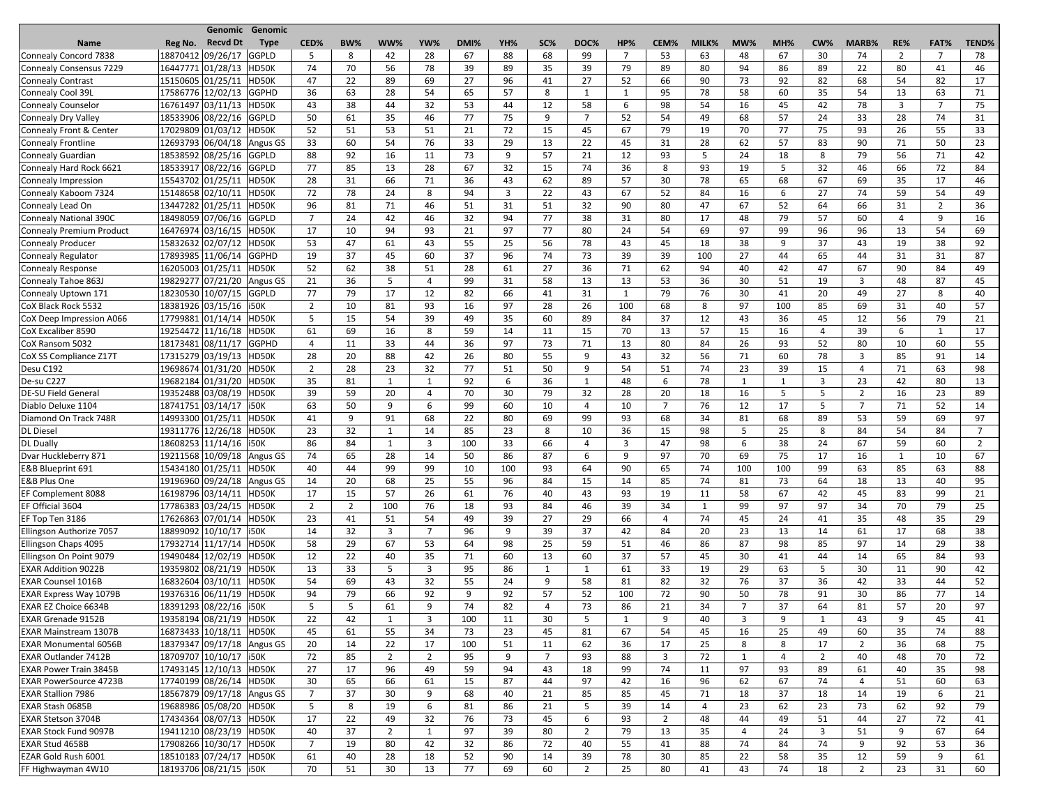| Name | Reg No. | Genomic Recvd Dt | Genomic Type | CED% | BW% | WW% | YW% | DMI% | YH% | SC% | DOC% | HP% | CEM% | MILK% | MW% | MH% | CW% | MARB% | RE% | FAT% | TEND% |
|---|---|---|---|---|---|---|---|---|---|---|---|---|---|---|---|---|---|---|---|---|---|
| Connealy Concord 7838 | 18870412 | 09/26/17 | GGPLD | 5 | 8 | 42 | 28 | 67 | 88 | 68 | 99 | 7 | 53 | 63 | 48 | 67 | 30 | 74 | 2 | 7 | 78 |
| Connealy Consensus 7229 | 16447771 | 01/28/13 | HD50K | 74 | 70 | 56 | 78 | 39 | 89 | 35 | 39 | 79 | 89 | 80 | 94 | 86 | 89 | 22 | 80 | 41 | 46 |
| Connealy Contrast | 15150605 | 01/25/11 | HD50K | 47 | 22 | 89 | 69 | 27 | 96 | 41 | 27 | 52 | 66 | 90 | 73 | 92 | 82 | 68 | 54 | 82 | 17 |
| Connealy Cool 39L | 17586776 | 12/02/13 | GGPHD | 36 | 63 | 28 | 54 | 65 | 57 | 8 | 1 | 1 | 95 | 78 | 58 | 60 | 35 | 54 | 13 | 63 | 71 |
| Connealy Counselor | 16761497 | 03/11/13 | HD50K | 43 | 38 | 44 | 32 | 53 | 44 | 12 | 58 | 6 | 98 | 54 | 16 | 45 | 42 | 78 | 3 | 7 | 75 |
| Connealy Dry Valley | 18533906 | 08/22/16 | GGPLD | 50 | 61 | 35 | 46 | 77 | 75 | 9 | 7 | 52 | 54 | 49 | 68 | 57 | 24 | 33 | 28 | 74 | 31 |
| Connealy Front & Center | 17029809 | 01/03/12 | HD50K | 52 | 51 | 53 | 51 | 21 | 72 | 15 | 45 | 67 | 79 | 19 | 70 | 77 | 75 | 93 | 26 | 55 | 33 |
| Connealy Frontline | 12693793 | 06/04/18 | Angus GS | 33 | 60 | 54 | 76 | 33 | 29 | 13 | 22 | 45 | 31 | 28 | 62 | 57 | 83 | 90 | 71 | 50 | 23 |
| Connealy Guardian | 18538592 | 08/25/16 | GGPLD | 88 | 92 | 16 | 11 | 73 | 9 | 57 | 21 | 12 | 93 | 5 | 24 | 18 | 8 | 79 | 56 | 71 | 42 |
| Connealy Hard Rock 6621 | 18533917 | 08/22/16 | GGPLD | 77 | 85 | 13 | 28 | 67 | 32 | 15 | 74 | 36 | 8 | 93 | 19 | 5 | 32 | 46 | 66 | 72 | 84 |
| Connealy Impression | 15543702 | 01/25/11 | HD50K | 28 | 31 | 66 | 71 | 36 | 43 | 62 | 89 | 57 | 30 | 78 | 65 | 68 | 67 | 69 | 35 | 17 | 46 |
| Connealy Kaboom 7324 | 15148658 | 02/10/11 | HD50K | 72 | 78 | 24 | 8 | 94 | 3 | 22 | 43 | 67 | 52 | 84 | 16 | 6 | 27 | 74 | 59 | 54 | 49 |
| Connealy Lead On | 13447282 | 01/25/11 | HD50K | 96 | 81 | 71 | 46 | 51 | 31 | 51 | 32 | 90 | 80 | 47 | 67 | 52 | 64 | 66 | 31 | 2 | 36 |
| Connealy National 390C | 18498059 | 07/06/16 | GGPLD | 7 | 24 | 42 | 46 | 32 | 94 | 77 | 38 | 31 | 80 | 17 | 48 | 79 | 57 | 60 | 4 | 9 | 16 |
| Connealy Premium Product | 16476974 | 03/16/15 | HD50K | 17 | 10 | 94 | 93 | 21 | 97 | 77 | 80 | 24 | 54 | 69 | 97 | 99 | 96 | 96 | 13 | 54 | 69 |
| Connealy Producer | 15832632 | 02/07/12 | HD50K | 53 | 47 | 61 | 43 | 55 | 25 | 56 | 78 | 43 | 45 | 18 | 38 | 9 | 37 | 43 | 19 | 38 | 92 |
| Connealy Regulator | 17893985 | 11/06/14 | GGPHD | 19 | 37 | 45 | 60 | 37 | 96 | 74 | 73 | 39 | 39 | 100 | 27 | 44 | 65 | 44 | 31 | 31 | 87 |
| Connealy Response | 16205003 | 01/25/11 | HD50K | 52 | 62 | 38 | 51 | 28 | 61 | 27 | 36 | 71 | 62 | 94 | 40 | 42 | 47 | 67 | 90 | 84 | 49 |
| Connealy Tahoe 863J | 19829277 | 07/21/20 | Angus GS | 21 | 36 | 5 | 4 | 99 | 31 | 58 | 13 | 13 | 53 | 36 | 30 | 51 | 19 | 3 | 48 | 87 | 45 |
| Connealy Uptown 171 | 18230530 | 10/07/15 | GGPLD | 77 | 79 | 17 | 12 | 82 | 66 | 41 | 31 | 1 | 79 | 76 | 30 | 41 | 20 | 49 | 27 | 8 | 40 |
| CoX Black Rock 5532 | 18381926 | 03/15/16 | i50K | 2 | 10 | 81 | 93 | 16 | 97 | 28 | 26 | 100 | 68 | 8 | 97 | 100 | 85 | 69 | 31 | 40 | 57 |
| CoX Deep Impression A066 | 17799881 | 01/14/14 | HD50K | 5 | 15 | 54 | 39 | 49 | 35 | 60 | 89 | 84 | 37 | 12 | 43 | 36 | 45 | 12 | 56 | 79 | 21 |
| CoX Excaliber 8590 | 19254472 | 11/16/18 | HD50K | 61 | 69 | 16 | 8 | 59 | 14 | 11 | 15 | 70 | 13 | 57 | 15 | 16 | 4 | 39 | 6 | 1 | 17 |
| CoX Ransom 5032 | 18173481 | 08/11/17 | GGPHD | 4 | 11 | 33 | 44 | 36 | 97 | 73 | 71 | 13 | 80 | 84 | 26 | 93 | 52 | 80 | 10 | 60 | 55 |
| CoX SS Compliance Z17T | 17315279 | 03/19/13 | HD50K | 28 | 20 | 88 | 42 | 26 | 80 | 55 | 9 | 43 | 32 | 56 | 71 | 60 | 78 | 3 | 85 | 91 | 14 |
| Desu C192 | 19698674 | 01/31/20 | HD50K | 2 | 28 | 23 | 32 | 77 | 51 | 50 | 9 | 54 | 51 | 74 | 23 | 39 | 15 | 4 | 71 | 63 | 98 |
| De-su C227 | 19682184 | 01/31/20 | HD50K | 35 | 81 | 1 | 1 | 92 | 6 | 36 | 1 | 48 | 6 | 78 | 1 | 1 | 3 | 23 | 42 | 80 | 13 |
| DE-SU Field General | 19352488 | 03/08/19 | HD50K | 39 | 59 | 20 | 4 | 70 | 30 | 79 | 32 | 28 | 20 | 18 | 16 | 5 | 5 | 2 | 16 | 23 | 89 |
| Diablo Deluxe 1104 | 18741751 | 03/14/17 | i50K | 63 | 50 | 9 | 6 | 99 | 60 | 10 | 4 | 10 | 7 | 76 | 12 | 17 | 5 | 7 | 71 | 52 | 14 |
| Diamond On Track 748R | 14993300 | 01/25/11 | HD50K | 41 | 9 | 91 | 68 | 22 | 80 | 69 | 99 | 93 | 68 | 34 | 81 | 68 | 89 | 53 | 59 | 69 | 97 |
| DL Diesel | 19311776 | 12/26/18 | HD50K | 23 | 32 | 1 | 14 | 85 | 23 | 8 | 10 | 36 | 15 | 98 | 5 | 25 | 8 | 84 | 54 | 84 | 7 |
| DL Dually | 18608253 | 11/14/16 | i50K | 86 | 84 | 1 | 3 | 100 | 33 | 66 | 4 | 3 | 47 | 98 | 6 | 38 | 24 | 67 | 59 | 60 | 2 |
| Dvar Huckleberry 871 | 19211568 | 10/09/18 | Angus GS | 74 | 65 | 28 | 14 | 50 | 86 | 87 | 6 | 9 | 97 | 70 | 69 | 75 | 17 | 16 | 1 | 10 | 67 |
| E&B Blueprint 691 | 15434180 | 01/25/11 | HD50K | 40 | 44 | 99 | 99 | 10 | 100 | 93 | 64 | 90 | 65 | 74 | 100 | 100 | 99 | 63 | 85 | 63 | 88 |
| E&B Plus One | 19196960 | 09/24/18 | Angus GS | 14 | 20 | 68 | 25 | 55 | 96 | 84 | 15 | 14 | 85 | 74 | 81 | 73 | 64 | 18 | 13 | 40 | 95 |
| EF Complement 8088 | 16198796 | 03/14/11 | HD50K | 17 | 15 | 57 | 26 | 61 | 76 | 40 | 43 | 93 | 19 | 11 | 58 | 67 | 42 | 45 | 83 | 99 | 21 |
| EF Official 3604 | 17786383 | 03/24/15 | HD50K | 2 | 2 | 100 | 76 | 18 | 93 | 84 | 46 | 39 | 34 | 1 | 99 | 97 | 97 | 34 | 70 | 79 | 25 |
| EF Top Ten 3186 | 17626863 | 07/01/14 | HD50K | 23 | 41 | 51 | 54 | 49 | 39 | 27 | 29 | 66 | 4 | 74 | 45 | 24 | 41 | 35 | 48 | 35 | 29 |
| Ellingson Authorize 7057 | 18899092 | 10/10/17 | i50K | 14 | 32 | 3 | 7 | 96 | 9 | 39 | 37 | 42 | 84 | 20 | 23 | 13 | 14 | 61 | 17 | 68 | 38 |
| Ellingson Chaps 4095 | 17932714 | 11/17/14 | HD50K | 58 | 29 | 67 | 53 | 64 | 98 | 25 | 59 | 51 | 46 | 86 | 87 | 98 | 85 | 97 | 14 | 29 | 38 |
| Ellingson On Point 9079 | 19490484 | 12/02/19 | HD50K | 12 | 22 | 40 | 35 | 71 | 60 | 13 | 60 | 37 | 57 | 45 | 30 | 41 | 44 | 14 | 65 | 84 | 93 |
| EXAR Addition 9022B | 19359802 | 08/21/19 | HD50K | 13 | 33 | 5 | 3 | 95 | 86 | 1 | 1 | 61 | 33 | 19 | 29 | 63 | 5 | 30 | 11 | 90 | 42 |
| EXAR Counsel 1016B | 16832604 | 03/10/11 | HD50K | 54 | 69 | 43 | 32 | 55 | 24 | 9 | 58 | 81 | 82 | 32 | 76 | 37 | 36 | 42 | 33 | 44 | 52 |
| EXAR Express Way 1079B | 19376316 | 06/11/19 | HD50K | 94 | 79 | 66 | 92 | 9 | 92 | 57 | 52 | 100 | 72 | 90 | 50 | 78 | 91 | 30 | 86 | 77 | 14 |
| EXAR EZ Choice 6634B | 18391293 | 08/22/16 | i50K | 5 | 5 | 61 | 9 | 74 | 82 | 4 | 73 | 86 | 21 | 34 | 7 | 37 | 64 | 81 | 57 | 20 | 97 |
| EXAR Grenade 9152B | 19358194 | 08/21/19 | HD50K | 22 | 42 | 1 | 3 | 100 | 11 | 30 | 5 | 1 | 9 | 40 | 3 | 9 | 1 | 43 | 9 | 45 | 41 |
| EXAR Mainstream 1307B | 16873433 | 10/18/11 | HD50K | 45 | 61 | 55 | 34 | 73 | 23 | 45 | 81 | 67 | 54 | 45 | 16 | 25 | 49 | 60 | 35 | 74 | 88 |
| EXAR Monumental 6056B | 18379347 | 09/17/18 | Angus GS | 20 | 14 | 22 | 17 | 100 | 51 | 11 | 62 | 36 | 17 | 25 | 8 | 8 | 17 | 2 | 36 | 68 | 75 |
| EXAR Outlander 7412B | 18709707 | 10/10/17 | i50K | 72 | 85 | 2 | 2 | 95 | 9 | 7 | 93 | 88 | 3 | 72 | 1 | 4 | 2 | 40 | 48 | 70 | 72 |
| EXAR Power Train 3845B | 17493145 | 12/10/13 | HD50K | 27 | 17 | 96 | 49 | 59 | 94 | 43 | 18 | 99 | 74 | 11 | 97 | 93 | 89 | 61 | 40 | 35 | 98 |
| EXAR PowerSource 4723B | 17740199 | 08/26/14 | HD50K | 30 | 65 | 66 | 61 | 15 | 87 | 44 | 97 | 42 | 16 | 96 | 62 | 67 | 74 | 4 | 51 | 60 | 63 |
| EXAR Stallion 7986 | 18567879 | 09/17/18 | Angus GS | 7 | 37 | 30 | 9 | 68 | 40 | 21 | 85 | 85 | 45 | 71 | 18 | 37 | 18 | 14 | 19 | 6 | 21 |
| EXAR Stash 0685B | 19688986 | 05/08/20 | HD50K | 5 | 8 | 19 | 6 | 81 | 86 | 21 | 5 | 39 | 14 | 4 | 23 | 62 | 23 | 73 | 62 | 92 | 79 |
| EXAR Stetson 3704B | 17434364 | 08/07/13 | HD50K | 17 | 22 | 49 | 32 | 76 | 73 | 45 | 6 | 93 | 2 | 48 | 44 | 49 | 51 | 44 | 27 | 72 | 41 |
| EXAR Stock Fund 9097B | 19411210 | 08/23/19 | HD50K | 40 | 37 | 2 | 1 | 97 | 39 | 80 | 2 | 79 | 13 | 35 | 4 | 24 | 3 | 51 | 9 | 67 | 64 |
| EXAR Stud 4658B | 17908266 | 10/30/17 | HD50K | 7 | 19 | 80 | 42 | 32 | 86 | 72 | 40 | 55 | 41 | 88 | 74 | 84 | 74 | 9 | 92 | 53 | 36 |
| EZAR Gold Rush 6001 | 18510183 | 07/24/17 | HD50K | 61 | 40 | 28 | 18 | 52 | 90 | 14 | 39 | 78 | 30 | 85 | 22 | 58 | 35 | 12 | 59 | 9 | 61 |
| FF Highwayman 4W10 | 18193706 | 08/21/15 | i50K | 70 | 51 | 30 | 13 | 77 | 69 | 60 | 2 | 25 | 80 | 41 | 43 | 74 | 18 | 2 | 23 | 31 | 60 |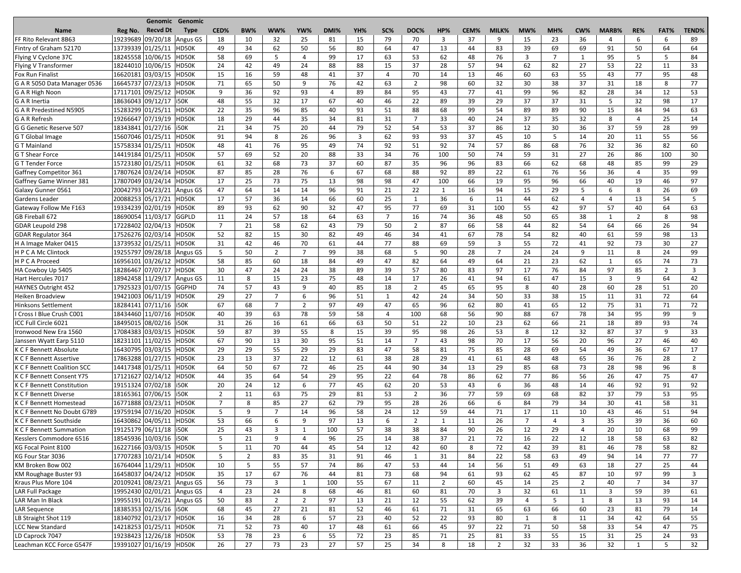| Name | Reg No. | Genomic Recvd Dt | Genomic Type | CED% | BW% | WW% | YW% | DMI% | YH% | SC% | DOC% | HP% | CEM% | MILK% | MW% | MH% | CW% | MARB% | RE% | FAT% | TEND% |
|---|---|---|---|---|---|---|---|---|---|---|---|---|---|---|---|---|---|---|---|---|---|
| FF Rito Relevant 8B63 | 19239689 | 09/20/18 | Angus GS | 18 | 10 | 32 | 25 | 81 | 15 | 79 | 70 | 3 | 37 | 9 | 15 | 23 | 36 | 4 | 6 | 6 | 89 |
| Fintry of Graham 52170 | 13739339 | 01/25/11 | HD50K | 49 | 34 | 62 | 50 | 56 | 80 | 64 | 47 | 13 | 44 | 83 | 39 | 69 | 69 | 91 | 50 | 64 | 64 |
| Flying V Cyclone 37C | 18245558 | 10/06/15 | HD50K | 58 | 69 | 5 | 4 | 99 | 17 | 63 | 53 | 62 | 48 | 76 | 3 | 7 | 1 | 95 | 5 | 5 | 84 |
| Flying V Transformer | 18244010 | 10/06/15 | HD50K | 24 | 42 | 49 | 24 | 88 | 88 | 15 | 37 | 28 | 57 | 94 | 62 | 82 | 27 | 53 | 22 | 11 | 33 |
| Fox Run Finalist | 16620181 | 03/03/15 | HD50K | 15 | 16 | 59 | 48 | 41 | 37 | 4 | 70 | 14 | 13 | 46 | 60 | 63 | 55 | 43 | 77 | 95 | 48 |
| G A R 5050 Data Manager 0536 | 16645737 | 07/23/13 | HD50K | 71 | 65 | 50 | 9 | 76 | 42 | 63 | 2 | 98 | 60 | 32 | 30 | 38 | 37 | 31 | 18 | 8 | 77 |
| G A R High Noon | 17117101 | 09/25/12 | HD50K | 9 | 36 | 92 | 93 | 4 | 89 | 84 | 95 | 43 | 77 | 41 | 99 | 96 | 82 | 28 | 34 | 12 | 53 |
| G A R Inertia | 18636043 | 09/12/17 | i50K | 48 | 55 | 32 | 17 | 67 | 40 | 46 | 22 | 89 | 39 | 29 | 37 | 37 | 31 | 5 | 32 | 98 | 17 |
| G A R Predestined N5905 | 15283299 | 01/25/11 | HD50K | 22 | 35 | 96 | 85 | 40 | 93 | 51 | 88 | 68 | 99 | 54 | 89 | 89 | 90 | 15 | 84 | 94 | 63 |
| G A R Refresh | 19266647 | 07/19/19 | HD50K | 18 | 29 | 44 | 35 | 34 | 81 | 31 | 7 | 33 | 40 | 24 | 37 | 35 | 32 | 8 | 4 | 25 | 14 |
| G G Genetic Reserve 507 | 18343841 | 01/27/16 | i50K | 21 | 34 | 75 | 20 | 44 | 79 | 52 | 54 | 53 | 37 | 86 | 12 | 30 | 36 | 37 | 59 | 28 | 99 |
| G T Global Image | 15607046 | 01/25/11 | HD50K | 91 | 94 | 8 | 26 | 96 | 3 | 62 | 93 | 93 | 37 | 45 | 10 | 5 | 14 | 20 | 11 | 55 | 56 |
| G T Mainland | 15758334 | 01/25/11 | HD50K | 48 | 41 | 76 | 95 | 49 | 74 | 92 | 51 | 92 | 74 | 57 | 86 | 68 | 76 | 32 | 36 | 82 | 60 |
| G T Shear Force | 14419184 | 01/25/11 | HD50K | 57 | 69 | 52 | 20 | 88 | 33 | 34 | 76 | 100 | 50 | 74 | 59 | 31 | 27 | 26 | 86 | 100 | 30 |
| G T Tender Force | 15723180 | 01/25/11 | HD50K | 61 | 32 | 68 | 73 | 37 | 60 | 87 | 35 | 96 | 96 | 83 | 66 | 62 | 68 | 48 | 85 | 99 | 29 |
| Gaffney Competitor 361 | 17807624 | 03/24/14 | HD50K | 87 | 85 | 28 | 76 | 6 | 67 | 68 | 88 | 92 | 89 | 22 | 61 | 76 | 56 | 36 | 4 | 35 | 99 |
| Gaffney Game Winner 381 | 17807049 | 03/24/14 | HD50K | 17 | 25 | 73 | 75 | 13 | 98 | 98 | 47 | 100 | 66 | 19 | 95 | 96 | 66 | 40 | 19 | 46 | 97 |
| Galaxy Gunner 0561 | 20042793 | 04/23/21 | Angus GS | 47 | 64 | 14 | 14 | 96 | 91 | 21 | 22 | 1 | 16 | 94 | 15 | 29 | 5 | 6 | 8 | 26 | 69 |
| Gardens Leader | 20088253 | 05/17/21 | HD50K | 17 | 57 | 36 | 14 | 66 | 60 | 25 | 1 | 36 | 6 | 11 | 44 | 62 | 4 | 4 | 13 | 54 | 5 |
| Gateway Follow Me F163 | 19334239 | 02/01/19 | HD50K | 89 | 93 | 62 | 90 | 32 | 47 | 95 | 77 | 69 | 31 | 100 | 55 | 42 | 97 | 57 | 40 | 64 | 63 |
| GB Fireball 672 | 18690054 | 11/03/17 | GGPLD | 11 | 24 | 57 | 18 | 64 | 63 | 7 | 16 | 74 | 36 | 48 | 50 | 65 | 38 | 1 | 2 | 8 | 98 |
| GDAR Leupold 298 | 17228402 | 02/04/13 | HD50K | 7 | 21 | 58 | 62 | 43 | 79 | 50 | 2 | 87 | 66 | 58 | 44 | 82 | 54 | 64 | 66 | 26 | 94 |
| GDAR Regulator 364 | 17526276 | 02/03/14 | HD50K | 52 | 82 | 15 | 30 | 82 | 49 | 46 | 34 | 41 | 67 | 78 | 54 | 82 | 40 | 61 | 59 | 98 | 13 |
| H A Image Maker 0415 | 13739532 | 01/25/11 | HD50K | 31 | 42 | 46 | 70 | 61 | 44 | 77 | 88 | 69 | 59 | 3 | 55 | 72 | 41 | 92 | 73 | 30 | 27 |
| H P C A Mc Clintock | 19255797 | 09/28/18 | Angus GS | 5 | 50 | 2 | 7 | 99 | 38 | 68 | 5 | 90 | 28 | 7 | 24 | 24 | 9 | 11 | 8 | 24 | 99 |
| H P C A Proceed | 16956101 | 03/26/12 | HD50K | 58 | 85 | 60 | 18 | 84 | 49 | 47 | 82 | 64 | 49 | 64 | 21 | 23 | 62 | 1 | 65 | 74 | 73 |
| HA Cowboy Up 5405 | 18286467 | 07/07/17 | HD50K | 30 | 47 | 24 | 24 | 38 | 89 | 39 | 57 | 80 | 83 | 97 | 17 | 76 | 84 | 97 | 85 | 2 | 3 |
| Hart Hercules 7017 | 18942458 | 11/29/17 | Angus GS | 11 | 8 | 15 | 23 | 75 | 48 | 14 | 17 | 26 | 41 | 94 | 61 | 47 | 15 | 3 | 9 | 64 | 42 |
| HAYNES Outright 452 | 17925323 | 01/07/15 | GGPHD | 74 | 57 | 43 | 9 | 40 | 85 | 18 | 2 | 45 | 65 | 95 | 8 | 40 | 28 | 60 | 28 | 51 | 20 |
| Heiken Broadview | 19421003 | 06/11/19 | HD50K | 29 | 27 | 7 | 6 | 96 | 51 | 1 | 42 | 24 | 34 | 50 | 33 | 38 | 15 | 11 | 31 | 72 | 64 |
| Hinksons Settlement | 18284141 | 07/11/16 | i50K | 67 | 68 | 7 | 2 | 97 | 49 | 47 | 65 | 96 | 62 | 80 | 41 | 65 | 12 | 75 | 31 | 71 | 72 |
| I Cross I Blue Crush C001 | 18434460 | 11/07/16 | HD50K | 40 | 39 | 63 | 78 | 59 | 58 | 4 | 100 | 68 | 56 | 90 | 88 | 67 | 78 | 34 | 95 | 99 | 9 |
| ICC Full Circle 6021 | 18495015 | 08/02/16 | i50K | 31 | 26 | 16 | 61 | 66 | 63 | 50 | 51 | 22 | 10 | 23 | 62 | 66 | 21 | 18 | 89 | 93 | 74 |
| Ironwood New Era 1560 | 17084383 | 03/03/15 | HD50K | 59 | 87 | 39 | 55 | 8 | 15 | 39 | 95 | 98 | 26 | 53 | 8 | 12 | 32 | 87 | 37 | 9 | 33 |
| Janssen Wyatt Earp 5110 | 18231101 | 11/02/15 | HD50K | 67 | 90 | 13 | 30 | 95 | 51 | 14 | 7 | 43 | 98 | 70 | 17 | 56 | 20 | 96 | 27 | 46 | 40 |
| K C F Bennett Absolute | 16430795 | 03/03/15 | HD50K | 29 | 29 | 55 | 29 | 29 | 83 | 47 | 58 | 81 | 75 | 85 | 28 | 69 | 54 | 49 | 36 | 67 | 17 |
| K C F Bennett Assertive | 17863288 | 01/27/15 | HD50K | 23 | 13 | 37 | 22 | 12 | 61 | 38 | 28 | 29 | 41 | 61 | 48 | 48 | 65 | 36 | 76 | 28 | 2 |
| K C F Bennett Coalition SCC | 14417348 | 01/25/11 | HD50K | 64 | 50 | 67 | 72 | 46 | 25 | 44 | 90 | 34 | 13 | 29 | 85 | 68 | 73 | 28 | 98 | 96 | 8 |
| K C F Bennett Consent Y75 | 17121627 | 02/14/12 | HD50K | 44 | 35 | 64 | 54 | 29 | 95 | 22 | 64 | 78 | 86 | 62 | 77 | 86 | 56 | 26 | 47 | 75 | 47 |
| K C F Bennett Constitution | 19151324 | 07/02/18 | i50K | 20 | 24 | 12 | 6 | 77 | 45 | 62 | 20 | 53 | 43 | 6 | 36 | 48 | 14 | 46 | 92 | 91 | 92 |
| K C F Bennett Diverse | 18165361 | 07/06/15 | i50K | 2 | 11 | 63 | 75 | 29 | 81 | 53 | 2 | 36 | 77 | 59 | 69 | 68 | 82 | 37 | 79 | 53 | 95 |
| K C F Bennett Homestead | 16771888 | 03/23/11 | HD50K | 7 | 8 | 85 | 27 | 62 | 79 | 95 | 28 | 26 | 66 | 6 | 84 | 79 | 34 | 30 | 41 | 58 | 31 |
| K C F Bennett No Doubt G789 | 19759194 | 07/16/20 | HD50K | 5 | 9 | 7 | 14 | 96 | 58 | 24 | 12 | 59 | 44 | 71 | 17 | 11 | 10 | 43 | 46 | 51 | 94 |
| K C F Bennett Southside | 16430862 | 04/05/11 | HD50K | 53 | 66 | 6 | 9 | 97 | 13 | 6 | 2 | 1 | 11 | 26 | 7 | 4 | 3 | 35 | 39 | 36 | 60 |
| K C F Bennett Summation | 19125179 | 06/11/18 | i50K | 25 | 43 | 3 | 1 | 100 | 57 | 38 | 38 | 84 | 90 | 26 | 12 | 29 | 4 | 20 | 10 | 68 | 99 |
| Kesslers Commodore 6516 | 18545936 | 10/03/16 | i50K | 5 | 21 | 9 | 4 | 96 | 25 | 14 | 38 | 37 | 21 | 72 | 16 | 22 | 12 | 18 | 58 | 63 | 82 |
| KG Focal Point 8100 | 16227166 | 03/03/15 | HD50K | 5 | 11 | 70 | 44 | 45 | 54 | 12 | 42 | 60 | 8 | 72 | 42 | 39 | 81 | 46 | 78 | 58 | 82 |
| KG Four Star 3036 | 17707283 | 10/21/14 | HD50K | 5 | 2 | 83 | 35 | 31 | 91 | 46 | 1 | 31 | 84 | 22 | 58 | 63 | 49 | 94 | 14 | 77 | 77 |
| KM Broken Bow 002 | 16764044 | 11/29/11 | HD50K | 10 | 5 | 55 | 57 | 74 | 86 | 47 | 53 | 44 | 14 | 56 | 51 | 49 | 63 | 18 | 27 | 25 | 44 |
| KM Roughage Buster 93 | 16458037 | 04/24/12 | HD50K | 35 | 17 | 67 | 76 | 44 | 81 | 73 | 68 | 94 | 61 | 93 | 62 | 45 | 87 | 10 | 97 | 99 | 3 |
| Kraus Plus More 104 | 20109241 | 08/23/21 | Angus GS | 56 | 73 | 3 | 1 | 100 | 55 | 67 | 11 | 2 | 60 | 45 | 14 | 25 | 2 | 40 | 7 | 34 | 37 |
| LAR Full Package | 19952430 | 02/01/21 | Angus GS | 4 | 23 | 24 | 8 | 68 | 46 | 81 | 60 | 81 | 70 | 3 | 32 | 61 | 11 | 3 | 59 | 39 | 61 |
| LAR Man In Black | 19955191 | 01/26/21 | Angus GS | 50 | 83 | 2 | 2 | 97 | 13 | 21 | 12 | 55 | 62 | 39 | 4 | 5 | 1 | 8 | 13 | 93 | 14 |
| LAR Sequence | 18385353 | 02/15/16 | i50K | 68 | 45 | 27 | 21 | 81 | 52 | 46 | 61 | 71 | 31 | 65 | 63 | 66 | 60 | 23 | 81 | 79 | 14 |
| LB Straight Shot 119 | 18340792 | 01/23/17 | HD50K | 16 | 34 | 28 | 6 | 57 | 23 | 40 | 52 | 22 | 93 | 80 | 1 | 8 | 11 | 34 | 42 | 64 | 55 |
| LCC New Standard | 14218253 | 01/25/11 | HD50K | 71 | 52 | 73 | 40 | 17 | 48 | 61 | 66 | 45 | 97 | 22 | 71 | 50 | 58 | 33 | 54 | 47 | 75 |
| LD Caprock 7047 | 19238423 | 12/26/18 | HD50K | 53 | 78 | 23 | 6 | 55 | 72 | 23 | 85 | 71 | 25 | 81 | 33 | 55 | 15 | 31 | 25 | 24 | 93 |
| Leachman KCC Force G547F | 19391027 | 01/16/19 | HD50K | 26 | 27 | 73 | 23 | 27 | 57 | 25 | 34 | 8 | 18 | 2 | 32 | 33 | 36 | 32 | 1 | 5 | 32 |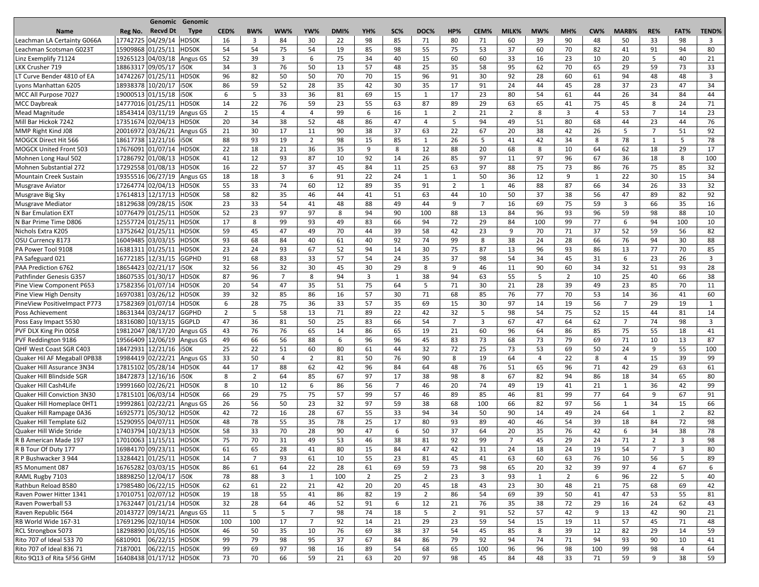| Name | Reg No. | Genomic Recvd Dt | Genomic Type | CED% | BW% | WW% | YW% | DMI% | YH% | SC% | DOC% | HP% | CEM% | MILK% | MW% | MH% | CW% | MARB% | RE% | FAT% | TEND% |
|---|---|---|---|---|---|---|---|---|---|---|---|---|---|---|---|---|---|---|---|---|---|
| Leachman LA Certainty G066A | 17742725 | 04/29/14 | HD50K | 16 | 3 | 84 | 30 | 22 | 98 | 85 | 71 | 80 | 71 | 60 | 39 | 90 | 48 | 50 | 33 | 98 | 3 |
| Leachman Scotsman G023T | 15909868 | 01/25/11 | HD50K | 54 | 54 | 75 | 54 | 19 | 85 | 98 | 55 | 75 | 53 | 37 | 60 | 70 | 82 | 41 | 91 | 94 | 80 |
| Linz Exemplify 71124 | 19265123 | 04/03/18 | Angus GS | 52 | 39 | 3 | 6 | 75 | 34 | 40 | 15 | 60 | 60 | 33 | 16 | 23 | 10 | 20 | 5 | 40 | 21 |
| LKK Crusher 719 | 18863317 | 09/05/17 | i50K | 34 | 3 | 76 | 50 | 13 | 57 | 48 | 25 | 35 | 58 | 95 | 62 | 70 | 65 | 29 | 59 | 73 | 33 |
| LT Curve Bender 4810 of EA | 14742267 | 01/25/11 | HD50K | 96 | 82 | 50 | 50 | 70 | 70 | 15 | 96 | 91 | 30 | 92 | 28 | 60 | 61 | 94 | 48 | 48 | 3 |
| Lyons Manhattan 6205 | 18938378 | 10/20/17 | i50K | 86 | 59 | 52 | 28 | 35 | 42 | 30 | 35 | 17 | 91 | 24 | 44 | 45 | 28 | 37 | 23 | 47 | 34 |
| MCC All Purpose 7027 | 19000513 | 01/15/18 | i50K | 6 | 5 | 33 | 36 | 81 | 69 | 15 | 1 | 17 | 23 | 80 | 54 | 61 | 44 | 26 | 34 | 84 | 44 |
| MCC Daybreak | 14777016 | 01/25/11 | HD50K | 14 | 22 | 76 | 59 | 23 | 55 | 63 | 87 | 89 | 29 | 63 | 65 | 41 | 75 | 45 | 8 | 24 | 71 |
| Mead Magnitude | 18543414 | 03/11/19 | Angus GS | 2 | 15 | 4 | 4 | 99 | 6 | 16 | 1 | 2 | 21 | 2 | 8 | 3 | 4 | 53 | 7 | 14 | 23 |
| Mill Bar Hickok 7242 | 17351674 | 02/04/13 | HD50K | 20 | 34 | 38 | 52 | 48 | 86 | 47 | 4 | 5 | 94 | 49 | 51 | 80 | 68 | 44 | 23 | 44 | 76 |
| MMP Right Kind J08 | 20016972 | 03/26/21 | Angus GS | 21 | 30 | 17 | 11 | 90 | 38 | 37 | 63 | 22 | 67 | 20 | 38 | 42 | 26 | 5 | 7 | 51 | 92 |
| MOGCK Direct Hit 566 | 18617738 | 12/21/16 | i50K | 88 | 93 | 19 | 2 | 98 | 15 | 85 | 1 | 26 | 5 | 41 | 42 | 34 | 8 | 78 | 1 | 5 | 78 |
| MOGCK United Front 503 | 17676091 | 01/07/14 | HD50K | 22 | 18 | 21 | 36 | 35 | 9 | 8 | 12 | 88 | 20 | 68 | 8 | 10 | 64 | 62 | 18 | 29 | 17 |
| Mohnen Long Haul 502 | 17286792 | 01/08/13 | HD50K | 41 | 12 | 93 | 87 | 10 | 92 | 14 | 26 | 85 | 97 | 11 | 97 | 96 | 67 | 36 | 18 | 8 | 100 |
| Mohnen Substantial 272 | 17292558 | 01/08/13 | HD50K | 16 | 22 | 57 | 37 | 45 | 84 | 11 | 25 | 63 | 97 | 88 | 75 | 73 | 86 | 76 | 75 | 85 | 32 |
| Mountain Creek Sustain | 19355516 | 06/27/19 | Angus GS | 18 | 18 | 3 | 6 | 91 | 22 | 24 | 1 | 1 | 50 | 36 | 12 | 9 | 1 | 22 | 30 | 15 | 34 |
| Musgrave Aviator | 17264774 | 02/04/13 | HD50K | 55 | 33 | 74 | 60 | 12 | 89 | 35 | 91 | 2 | 1 | 46 | 88 | 87 | 66 | 34 | 26 | 33 | 32 |
| Musgrave Big Sky | 17614813 | 12/17/13 | HD50K | 58 | 82 | 35 | 46 | 44 | 41 | 51 | 63 | 44 | 10 | 50 | 37 | 38 | 56 | 47 | 89 | 82 | 92 |
| Musgrave Mediator | 18129638 | 09/28/15 | i50K | 23 | 33 | 54 | 41 | 48 | 88 | 49 | 44 | 9 | 7 | 16 | 69 | 75 | 59 | 3 | 66 | 35 | 16 |
| N Bar Emulation EXT | 10776479 | 01/25/11 | HD50K | 52 | 23 | 97 | 97 | 8 | 94 | 90 | 100 | 88 | 13 | 84 | 96 | 93 | 96 | 59 | 98 | 88 | 10 |
| N Bar Prime Time D806 | 12557724 | 01/25/11 | HD50K | 17 | 8 | 99 | 93 | 49 | 83 | 66 | 94 | 72 | 29 | 84 | 100 | 99 | 77 | 6 | 94 | 100 | 10 |
| Nichols Extra K205 | 13752642 | 01/25/11 | HD50K | 59 | 45 | 47 | 49 | 70 | 44 | 39 | 58 | 42 | 23 | 9 | 70 | 71 | 37 | 52 | 59 | 56 | 82 |
| OSU Currency 8173 | 16049485 | 03/03/15 | HD50K | 93 | 68 | 84 | 40 | 61 | 40 | 92 | 74 | 99 | 8 | 38 | 24 | 28 | 66 | 76 | 94 | 30 | 88 |
| PA Power Tool 9108 | 16381311 | 01/25/11 | HD50K | 23 | 24 | 93 | 67 | 52 | 94 | 14 | 30 | 75 | 87 | 13 | 96 | 93 | 86 | 13 | 77 | 70 | 85 |
| PA Safeguard 021 | 16772185 | 12/31/15 | GGPHD | 91 | 68 | 83 | 33 | 57 | 54 | 24 | 35 | 37 | 98 | 54 | 34 | 45 | 31 | 6 | 23 | 26 | 3 |
| PAA Prediction 6762 | 18654423 | 02/21/17 | i50K | 32 | 56 | 32 | 30 | 45 | 30 | 29 | 8 | 9 | 46 | 11 | 90 | 60 | 34 | 32 | 51 | 93 | 28 |
| Pathfinder Genesis G357 | 18607535 | 01/30/17 | HD50K | 87 | 96 | 7 | 8 | 94 | 3 | 1 | 38 | 94 | 63 | 55 | 5 | 2 | 10 | 25 | 40 | 66 | 38 |
| Pine View Component P653 | 17582356 | 01/07/14 | HD50K | 20 | 54 | 47 | 35 | 51 | 75 | 64 | 5 | 71 | 30 | 21 | 28 | 39 | 49 | 23 | 85 | 70 | 11 |
| Pine View High Density | 16970381 | 03/26/12 | HD50K | 39 | 32 | 85 | 86 | 16 | 57 | 30 | 71 | 68 | 85 | 76 | 77 | 70 | 53 | 14 | 36 | 41 | 60 |
| PineView PositiveImpact P773 | 17582369 | 01/07/14 | HD50K | 6 | 28 | 75 | 36 | 33 | 57 | 35 | 69 | 15 | 30 | 97 | 14 | 19 | 56 | 7 | 29 | 19 | 1 |
| Poss Achievement | 18631344 | 03/24/17 | GGPHD | 2 | 5 | 58 | 13 | 71 | 89 | 22 | 42 | 32 | 5 | 98 | 54 | 75 | 52 | 15 | 44 | 81 | 14 |
| Poss Easy Impact 5530 | 18316080 | 10/13/15 | GGPLD | 47 | 36 | 81 | 50 | 25 | 83 | 66 | 54 | 7 | 3 | 67 | 47 | 64 | 62 | 7 | 74 | 98 | 3 |
| PVF DLX King Pin 0058 | 19812047 | 08/17/20 | Angus GS | 43 | 76 | 76 | 65 | 14 | 86 | 65 | 19 | 21 | 60 | 96 | 64 | 86 | 85 | 75 | 55 | 18 | 41 |
| PVF Reddington 9186 | 19566409 | 12/06/19 | Angus GS | 49 | 66 | 56 | 88 | 6 | 96 | 96 | 45 | 83 | 73 | 68 | 73 | 79 | 69 | 71 | 10 | 13 | 87 |
| QHF West Coast SGR C403 | 18472931 | 12/21/16 | i50K | 25 | 22 | 51 | 60 | 80 | 61 | 44 | 32 | 72 | 25 | 73 | 53 | 69 | 50 | 24 | 9 | 55 | 100 |
| Quaker Hil AF Megaball 0PB38 | 19984419 | 02/22/21 | Angus GS | 33 | 50 | 4 | 2 | 81 | 50 | 76 | 90 | 8 | 19 | 64 | 4 | 22 | 8 | 4 | 15 | 39 | 99 |
| Quaker Hill Assurance 3N34 | 17815102 | 05/28/14 | HD50K | 44 | 17 | 88 | 62 | 42 | 96 | 84 | 64 | 48 | 76 | 51 | 65 | 96 | 71 | 42 | 29 | 63 | 61 |
| Quaker Hill Blindside SGR | 18472873 | 12/16/16 | i50K | 8 | 2 | 64 | 85 | 67 | 97 | 17 | 38 | 98 | 8 | 67 | 82 | 94 | 86 | 18 | 34 | 65 | 80 |
| Quaker Hill Cash4Life | 19991660 | 02/26/21 | HD50K | 8 | 10 | 12 | 6 | 86 | 56 | 7 | 46 | 20 | 74 | 49 | 19 | 41 | 21 | 1 | 36 | 42 | 99 |
| Quaker Hill Conviction 3N30 | 17815101 | 06/03/14 | HD50K | 66 | 29 | 75 | 75 | 57 | 99 | 57 | 46 | 89 | 85 | 46 | 81 | 99 | 77 | 64 | 9 | 67 | 91 |
| Quaker Hill Homeplace 0HT1 | 19992861 | 02/22/21 | Angus GS | 26 | 56 | 50 | 23 | 32 | 97 | 59 | 38 | 68 | 100 | 66 | 82 | 97 | 56 | 1 | 34 | 15 | 66 |
| Quaker Hill Rampage 0A36 | 16925771 | 05/30/12 | HD50K | 42 | 72 | 16 | 28 | 67 | 55 | 33 | 94 | 34 | 50 | 90 | 14 | 49 | 24 | 64 | 1 | 2 | 82 |
| Quaker Hill Template 6J2 | 15290955 | 04/07/11 | HD50K | 48 | 78 | 55 | 35 | 78 | 25 | 17 | 80 | 93 | 89 | 40 | 46 | 54 | 39 | 18 | 84 | 72 | 98 |
| Quaker Hill Wide Stride | 17403794 | 10/23/13 | HD50K | 58 | 33 | 70 | 28 | 90 | 47 | 6 | 50 | 37 | 64 | 20 | 35 | 76 | 42 | 6 | 34 | 38 | 78 |
| R B American Made 197 | 17010063 | 11/15/11 | HD50K | 75 | 70 | 31 | 49 | 53 | 46 | 38 | 81 | 92 | 99 | 7 | 45 | 29 | 24 | 71 | 2 | 3 | 98 |
| R B Tour Of Duty 177 | 16984170 | 09/23/11 | HD50K | 61 | 65 | 28 | 41 | 80 | 15 | 84 | 47 | 42 | 31 | 24 | 18 | 24 | 19 | 54 | 7 | 3 | 80 |
| R P Bushwacker 3 944 | 13284421 | 01/25/11 | HD50K | 14 | 7 | 93 | 61 | 10 | 55 | 23 | 81 | 45 | 41 | 63 | 60 | 63 | 76 | 10 | 56 | 5 | 89 |
| R5 Monument 087 | 16765282 | 03/03/15 | HD50K | 86 | 61 | 64 | 22 | 28 | 61 | 69 | 59 | 73 | 98 | 65 | 20 | 32 | 39 | 97 | 4 | 67 | 6 |
| RAML Rugby 7103 | 18898250 | 12/04/17 | i50K | 78 | 88 | 3 | 1 | 100 | 2 | 25 | 2 | 23 | 3 | 93 | 1 | 2 | 6 | 96 | 22 | 5 | 40 |
| Rathbun Reload B580 | 17985480 | 06/22/15 | HD50K | 62 | 61 | 22 | 21 | 42 | 20 | 20 | 45 | 18 | 43 | 23 | 30 | 48 | 21 | 75 | 68 | 69 | 42 |
| Raven Power Hitter 1341 | 17010751 | 02/07/12 | HD50K | 19 | 18 | 55 | 41 | 86 | 82 | 19 | 2 | 86 | 54 | 69 | 39 | 50 | 41 | 47 | 53 | 55 | 81 |
| Raven Powerball 53 | 17632447 | 01/21/14 | HD50K | 32 | 28 | 64 | 46 | 52 | 91 | 6 | 12 | 21 | 76 | 35 | 38 | 72 | 29 | 16 | 24 | 62 | 43 |
| Raven Republic I564 | 20143727 | 09/14/21 | Angus GS | 11 | 5 | 5 | 7 | 98 | 74 | 18 | 5 | 2 | 91 | 52 | 57 | 42 | 9 | 13 | 42 | 90 | 21 |
| RB World Wide 167-31 | 17691296 | 02/10/14 | HD50K | 100 | 100 | 17 | 7 | 92 | 14 | 21 | 29 | 23 | 59 | 54 | 15 | 19 | 11 | 57 | 45 | 71 | 48 |
| RCL Strongbox 5073 | 18298890 | 01/05/16 | HD50K | 46 | 50 | 35 | 10 | 76 | 69 | 38 | 37 | 54 | 45 | 85 | 8 | 39 | 12 | 82 | 29 | 14 | 59 |
| Rito 707 of Ideal 533 70 | 6810901 | 06/22/15 | HD50K | 99 | 79 | 98 | 95 | 37 | 67 | 84 | 86 | 79 | 92 | 94 | 74 | 71 | 94 | 93 | 90 | 10 | 41 |
| Rito 707 of Ideal 836 71 | 7187001 | 06/22/15 | HD50K | 99 | 69 | 97 | 98 | 16 | 89 | 54 | 68 | 65 | 100 | 96 | 96 | 98 | 100 | 99 | 98 | 4 | 64 |
| Rito 9Q13 of Rita 5F56 GHM | 16408438 | 01/17/12 | HD50K | 73 | 70 | 66 | 59 | 21 | 63 | 20 | 97 | 98 | 45 | 84 | 48 | 33 | 71 | 59 | 9 | 38 | 59 |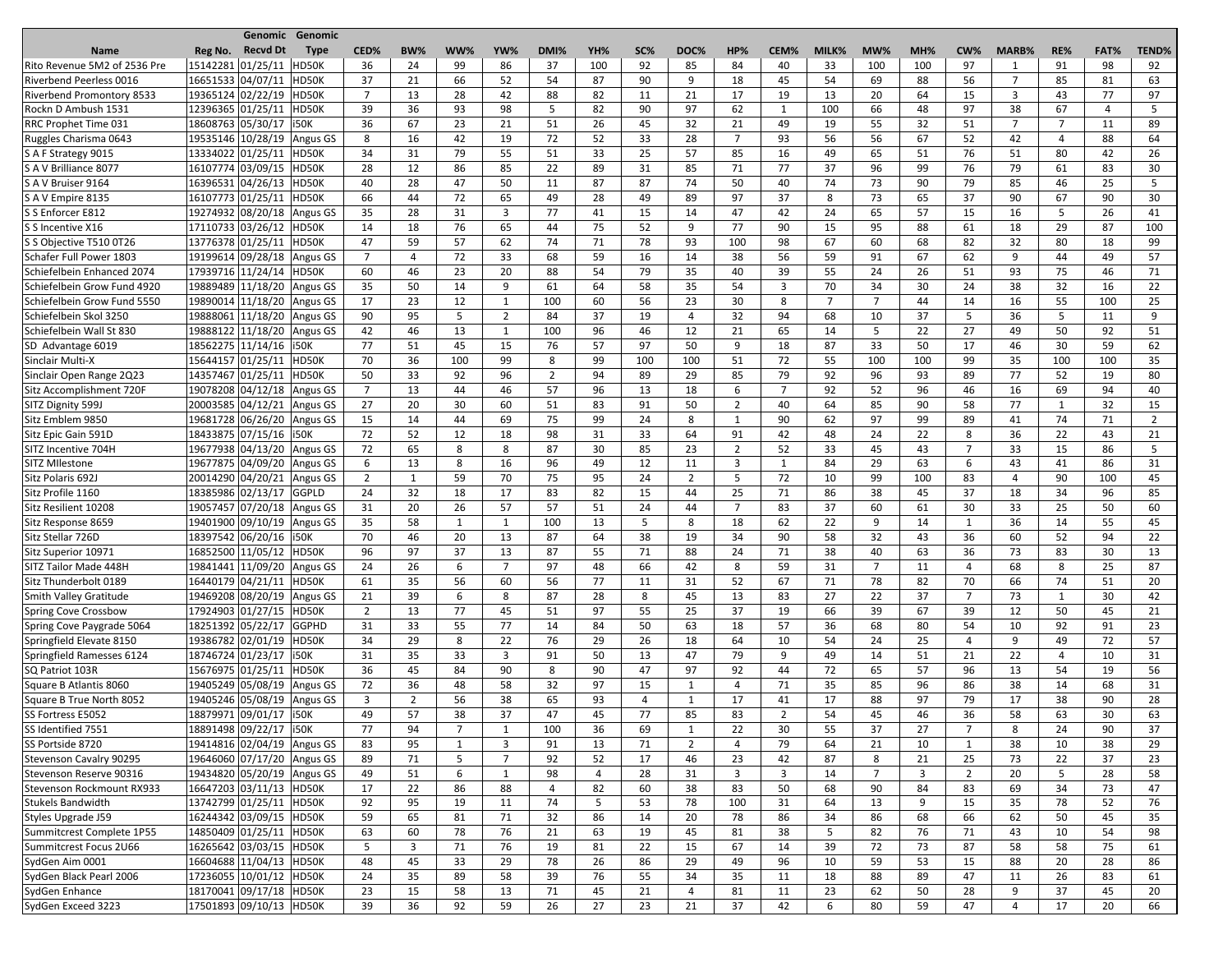| Name | Reg No. | Genomic Recvd Dt | Genomic Type | CED% | BW% | WW% | YW% | DMI% | YH% | SC% | DOC% | HP% | CEM% | MILK% | MW% | MH% | CW% | MARB% | RE% | FAT% | TEND% |
|---|---|---|---|---|---|---|---|---|---|---|---|---|---|---|---|---|---|---|---|---|---|
| Rito Revenue 5M2 of 2536 Pre | 15142281 | 01/25/11 | HD50K | 36 | 24 | 99 | 86 | 37 | 100 | 92 | 85 | 84 | 40 | 33 | 100 | 100 | 97 | 1 | 91 | 98 | 92 |
| Riverbend Peerless 0016 | 16651533 | 04/07/11 | HD50K | 37 | 21 | 66 | 52 | 54 | 87 | 90 | 9 | 18 | 45 | 54 | 69 | 88 | 56 | 7 | 85 | 81 | 63 |
| Riverbend Promontory 8533 | 19365124 | 02/22/19 | HD50K | 7 | 13 | 28 | 42 | 88 | 82 | 11 | 21 | 17 | 19 | 13 | 20 | 64 | 15 | 3 | 43 | 77 | 97 |
| Rockn D Ambush 1531 | 12396365 | 01/25/11 | HD50K | 39 | 36 | 93 | 98 | 5 | 82 | 90 | 97 | 62 | 1 | 100 | 66 | 48 | 97 | 38 | 67 | 4 | 5 |
| RRC Prophet Time 031 | 18608763 | 05/30/17 | i50K | 36 | 67 | 23 | 21 | 51 | 26 | 45 | 32 | 21 | 49 | 19 | 55 | 32 | 51 | 7 | 7 | 11 | 89 |
| Ruggles Charisma 0643 | 19535146 | 10/28/19 | Angus GS | 8 | 16 | 42 | 19 | 72 | 52 | 33 | 28 | 7 | 93 | 56 | 56 | 67 | 52 | 42 | 4 | 88 | 64 |
| S A F Strategy 9015 | 13334022 | 01/25/11 | HD50K | 34 | 31 | 79 | 55 | 51 | 33 | 25 | 57 | 85 | 16 | 49 | 65 | 51 | 76 | 51 | 80 | 42 | 26 |
| S A V Brilliance 8077 | 16107774 | 03/09/15 | HD50K | 28 | 12 | 86 | 85 | 22 | 89 | 31 | 85 | 71 | 77 | 37 | 96 | 99 | 76 | 79 | 61 | 83 | 30 |
| S A V Bruiser 9164 | 16396531 | 04/26/13 | HD50K | 40 | 28 | 47 | 50 | 11 | 87 | 87 | 74 | 50 | 40 | 74 | 73 | 90 | 79 | 85 | 46 | 25 | 5 |
| S A V Empire 8135 | 16107773 | 01/25/11 | HD50K | 66 | 44 | 72 | 65 | 49 | 28 | 49 | 89 | 97 | 37 | 8 | 73 | 65 | 37 | 90 | 67 | 90 | 30 |
| S S Enforcer E812 | 19274932 | 08/20/18 | Angus GS | 35 | 28 | 31 | 3 | 77 | 41 | 15 | 14 | 47 | 42 | 24 | 65 | 57 | 15 | 16 | 5 | 26 | 41 |
| S S Incentive X16 | 17110733 | 03/26/12 | HD50K | 14 | 18 | 76 | 65 | 44 | 75 | 52 | 9 | 77 | 90 | 15 | 95 | 88 | 61 | 18 | 29 | 87 | 100 |
| S S Objective T510 0T26 | 13776378 | 01/25/11 | HD50K | 47 | 59 | 57 | 62 | 74 | 71 | 78 | 93 | 100 | 98 | 67 | 60 | 68 | 82 | 32 | 80 | 18 | 99 |
| Schafer Full Power 1803 | 19199614 | 09/28/18 | Angus GS | 7 | 4 | 72 | 33 | 68 | 59 | 16 | 14 | 38 | 56 | 59 | 91 | 67 | 62 | 9 | 44 | 49 | 57 |
| Schiefelbein Enhanced 2074 | 17939716 | 11/24/14 | HD50K | 60 | 46 | 23 | 20 | 88 | 54 | 79 | 35 | 40 | 39 | 55 | 24 | 26 | 51 | 93 | 75 | 46 | 71 |
| Schiefelbein Grow Fund 4920 | 19889489 | 11/18/20 | Angus GS | 35 | 50 | 14 | 9 | 61 | 64 | 58 | 35 | 54 | 3 | 70 | 34 | 30 | 24 | 38 | 32 | 16 | 22 |
| Schiefelbein Grow Fund 5550 | 19890014 | 11/18/20 | Angus GS | 17 | 23 | 12 | 1 | 100 | 60 | 56 | 23 | 30 | 8 | 7 | 7 | 44 | 14 | 16 | 55 | 100 | 25 |
| Schiefelbein Skol 3250 | 19888061 | 11/18/20 | Angus GS | 90 | 95 | 5 | 2 | 84 | 37 | 19 | 4 | 32 | 94 | 68 | 10 | 37 | 5 | 36 | 5 | 11 | 9 |
| Schiefelbein Wall St 830 | 19888122 | 11/18/20 | Angus GS | 42 | 46 | 13 | 1 | 100 | 96 | 46 | 12 | 21 | 65 | 14 | 5 | 22 | 27 | 49 | 50 | 92 | 51 |
| SD Advantage 6019 | 18562275 | 11/14/16 | i50K | 77 | 51 | 45 | 15 | 76 | 57 | 97 | 50 | 9 | 18 | 87 | 33 | 50 | 17 | 46 | 30 | 59 | 62 |
| Sinclair Multi-X | 15644157 | 01/25/11 | HD50K | 70 | 36 | 100 | 99 | 8 | 99 | 100 | 100 | 51 | 72 | 55 | 100 | 100 | 99 | 35 | 100 | 100 | 35 |
| Sinclair Open Range 2Q23 | 14357467 | 01/25/11 | HD50K | 50 | 33 | 92 | 96 | 2 | 94 | 89 | 29 | 85 | 79 | 92 | 96 | 93 | 89 | 77 | 52 | 19 | 80 |
| Sitz Accomplishment 720F | 19078208 | 04/12/18 | Angus GS | 7 | 13 | 44 | 46 | 57 | 96 | 13 | 18 | 6 | 7 | 92 | 52 | 96 | 46 | 16 | 69 | 94 | 40 |
| SITZ Dignity 599J | 20003585 | 04/12/21 | Angus GS | 27 | 20 | 30 | 60 | 51 | 83 | 91 | 50 | 2 | 40 | 64 | 85 | 90 | 58 | 77 | 1 | 32 | 15 |
| Sitz Emblem 9850 | 19681728 | 06/26/20 | Angus GS | 15 | 14 | 44 | 69 | 75 | 99 | 24 | 8 | 1 | 90 | 62 | 97 | 99 | 89 | 41 | 74 | 71 | 2 |
| Sitz Epic Gain 591D | 18433875 | 07/15/16 | i50K | 72 | 52 | 12 | 18 | 98 | 31 | 33 | 64 | 91 | 42 | 48 | 24 | 22 | 8 | 36 | 22 | 43 | 21 |
| SITZ Incentive 704H | 19677938 | 04/13/20 | Angus GS | 72 | 65 | 8 | 8 | 87 | 30 | 85 | 23 | 2 | 52 | 33 | 45 | 43 | 7 | 33 | 15 | 86 | 5 |
| SITZ MIlestone | 19677875 | 04/09/20 | Angus GS | 6 | 13 | 8 | 16 | 96 | 49 | 12 | 11 | 3 | 1 | 84 | 29 | 63 | 6 | 43 | 41 | 86 | 31 |
| Sitz Polaris 692J | 20014290 | 04/20/21 | Angus GS | 2 | 1 | 59 | 70 | 75 | 95 | 24 | 2 | 5 | 72 | 10 | 99 | 100 | 83 | 4 | 90 | 100 | 45 |
| Sitz Profile 1160 | 18385986 | 02/13/17 | GGPLD | 24 | 32 | 18 | 17 | 83 | 82 | 15 | 44 | 25 | 71 | 86 | 38 | 45 | 37 | 18 | 34 | 96 | 85 |
| Sitz Resilient 10208 | 19057457 | 07/20/18 | Angus GS | 31 | 20 | 26 | 57 | 57 | 51 | 24 | 44 | 7 | 83 | 37 | 60 | 61 | 30 | 33 | 25 | 50 | 60 |
| Sitz Response 8659 | 19401900 | 09/10/19 | Angus GS | 35 | 58 | 1 | 1 | 100 | 13 | 5 | 8 | 18 | 62 | 22 | 9 | 14 | 1 | 36 | 14 | 55 | 45 |
| Sitz Stellar 726D | 18397542 | 06/20/16 | i50K | 70 | 46 | 20 | 13 | 87 | 64 | 38 | 19 | 34 | 90 | 58 | 32 | 43 | 36 | 60 | 52 | 94 | 22 |
| Sitz Superior 10971 | 16852500 | 11/05/12 | HD50K | 96 | 97 | 37 | 13 | 87 | 55 | 71 | 88 | 24 | 71 | 38 | 40 | 63 | 36 | 73 | 83 | 30 | 13 |
| SITZ Tailor Made 448H | 19841441 | 11/09/20 | Angus GS | 24 | 26 | 6 | 7 | 97 | 48 | 66 | 42 | 8 | 59 | 31 | 7 | 11 | 4 | 68 | 8 | 25 | 87 |
| Sitz Thunderbolt 0189 | 16440179 | 04/21/11 | HD50K | 61 | 35 | 56 | 60 | 56 | 77 | 11 | 31 | 52 | 67 | 71 | 78 | 82 | 70 | 66 | 74 | 51 | 20 |
| Smith Valley Gratitude | 19469208 | 08/20/19 | Angus GS | 21 | 39 | 6 | 8 | 87 | 28 | 8 | 45 | 13 | 83 | 27 | 22 | 37 | 7 | 73 | 1 | 30 | 42 |
| Spring Cove Crossbow | 17924903 | 01/27/15 | HD50K | 2 | 13 | 77 | 45 | 51 | 97 | 55 | 25 | 37 | 19 | 66 | 39 | 67 | 39 | 12 | 50 | 45 | 21 |
| Spring Cove Paygrade 5064 | 18251392 | 05/22/17 | GGPHD | 31 | 33 | 55 | 77 | 14 | 84 | 50 | 63 | 18 | 57 | 36 | 68 | 80 | 54 | 10 | 92 | 91 | 23 |
| Springfield Elevate 8150 | 19386782 | 02/01/19 | HD50K | 34 | 29 | 8 | 22 | 76 | 29 | 26 | 18 | 64 | 10 | 54 | 24 | 25 | 4 | 9 | 49 | 72 | 57 |
| Springfield Ramesses 6124 | 18746724 | 01/23/17 | i50K | 31 | 35 | 33 | 3 | 91 | 50 | 13 | 47 | 79 | 9 | 49 | 14 | 51 | 21 | 22 | 4 | 10 | 31 |
| SQ Patriot 103R | 15676975 | 01/25/11 | HD50K | 36 | 45 | 84 | 90 | 8 | 90 | 47 | 97 | 92 | 44 | 72 | 65 | 57 | 96 | 13 | 54 | 19 | 56 |
| Square B Atlantis 8060 | 19405249 | 05/08/19 | Angus GS | 72 | 36 | 48 | 58 | 32 | 97 | 15 | 1 | 4 | 71 | 35 | 85 | 96 | 86 | 38 | 14 | 68 | 31 |
| Square B True North 8052 | 19405246 | 05/08/19 | Angus GS | 3 | 2 | 56 | 38 | 65 | 93 | 4 | 1 | 17 | 41 | 17 | 88 | 97 | 79 | 17 | 38 | 90 | 28 |
| SS Fortress E5052 | 18879971 | 09/01/17 | i50K | 49 | 57 | 38 | 37 | 47 | 45 | 77 | 85 | 83 | 2 | 54 | 45 | 46 | 36 | 58 | 63 | 30 | 63 |
| SS Identified 7551 | 18891498 | 09/22/17 | i50K | 77 | 94 | 7 | 1 | 100 | 36 | 69 | 1 | 22 | 30 | 55 | 37 | 27 | 7 | 8 | 24 | 90 | 37 |
| SS Portside 8720 | 19414816 | 02/04/19 | Angus GS | 83 | 95 | 1 | 3 | 91 | 13 | 71 | 2 | 4 | 79 | 64 | 21 | 10 | 1 | 38 | 10 | 38 | 29 |
| Stevenson Cavalry 90295 | 19646060 | 07/17/20 | Angus GS | 89 | 71 | 5 | 7 | 92 | 52 | 17 | 46 | 23 | 42 | 87 | 8 | 21 | 25 | 73 | 22 | 37 | 23 |
| Stevenson Reserve 90316 | 19434820 | 05/20/19 | Angus GS | 49 | 51 | 6 | 1 | 98 | 4 | 28 | 31 | 3 | 3 | 14 | 7 | 3 | 2 | 20 | 5 | 28 | 58 |
| Stevenson Rockmount RX933 | 16647203 | 03/11/13 | HD50K | 17 | 22 | 86 | 88 | 4 | 82 | 60 | 38 | 83 | 50 | 68 | 90 | 84 | 83 | 69 | 34 | 73 | 47 |
| Stukels Bandwidth | 13742799 | 01/25/11 | HD50K | 92 | 95 | 19 | 11 | 74 | 5 | 53 | 78 | 100 | 31 | 64 | 13 | 9 | 15 | 35 | 78 | 52 | 76 |
| Styles Upgrade J59 | 16244342 | 03/09/15 | HD50K | 59 | 65 | 81 | 71 | 32 | 86 | 14 | 20 | 78 | 86 | 34 | 86 | 68 | 66 | 62 | 50 | 45 | 35 |
| Summitcrest Complete 1P55 | 14850409 | 01/25/11 | HD50K | 63 | 60 | 78 | 76 | 21 | 63 | 19 | 45 | 81 | 38 | 5 | 82 | 76 | 71 | 43 | 10 | 54 | 98 |
| Summitcrest Focus 2U66 | 16265642 | 03/03/15 | HD50K | 5 | 3 | 71 | 76 | 19 | 81 | 22 | 15 | 67 | 14 | 39 | 72 | 73 | 87 | 58 | 58 | 75 | 61 |
| SydGen Aim 0001 | 16604688 | 11/04/13 | HD50K | 48 | 45 | 33 | 29 | 78 | 26 | 86 | 29 | 49 | 96 | 10 | 59 | 53 | 15 | 88 | 20 | 28 | 86 |
| SydGen Black Pearl 2006 | 17236055 | 10/01/12 | HD50K | 24 | 35 | 89 | 58 | 39 | 76 | 55 | 34 | 35 | 11 | 18 | 88 | 89 | 47 | 11 | 26 | 83 | 61 |
| SydGen Enhance | 18170041 | 09/17/18 | HD50K | 23 | 15 | 58 | 13 | 71 | 45 | 21 | 4 | 81 | 11 | 23 | 62 | 50 | 28 | 9 | 37 | 45 | 20 |
| SydGen Exceed 3223 | 17501893 | 09/10/13 | HD50K | 39 | 36 | 92 | 59 | 26 | 27 | 23 | 21 | 37 | 42 | 6 | 80 | 59 | 47 | 4 | 17 | 20 | 66 |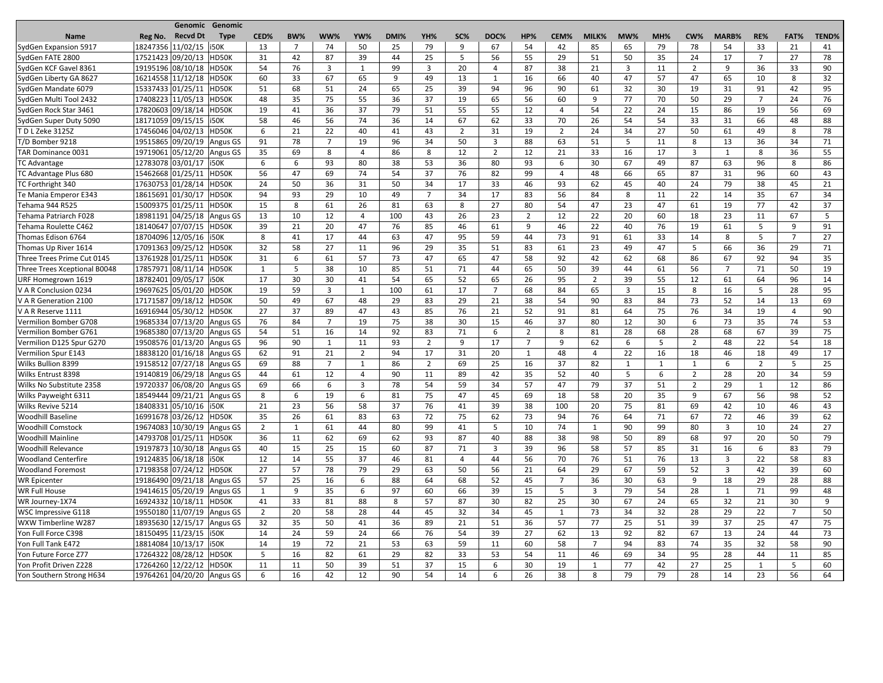| Name | Reg No. | Genomic Recvd Dt | Genomic Type | CED% | BW% | WW% | YW% | DMI% | YH% | SC% | DOC% | HP% | CEM% | MILK% | MW% | MH% | CW% | MARB% | RE% | FAT% | TEND% |
|---|---|---|---|---|---|---|---|---|---|---|---|---|---|---|---|---|---|---|---|---|---|
| SydGen Expansion 5917 | 18247356 | 11/02/15 | i50K | 13 | 7 | 74 | 50 | 25 | 79 | 9 | 67 | 54 | 42 | 85 | 65 | 79 | 78 | 54 | 33 | 21 | 41 |
| SydGen FATE 2800 | 17521423 | 09/20/13 | HD50K | 31 | 42 | 87 | 39 | 44 | 25 | 5 | 56 | 55 | 29 | 51 | 50 | 35 | 24 | 17 | 7 | 27 | 78 |
| SydGen KCF Gavel 8361 | 19195196 | 08/10/18 | HD50K | 54 | 76 | 3 | 1 | 99 | 3 | 20 | 4 | 87 | 38 | 21 | 3 | 11 | 2 | 9 | 36 | 33 | 90 |
| SydGen Liberty GA 8627 | 16214558 | 11/12/18 | HD50K | 60 | 33 | 67 | 65 | 9 | 49 | 13 | 1 | 16 | 66 | 40 | 47 | 57 | 47 | 65 | 10 | 8 | 32 |
| SydGen Mandate 6079 | 15337433 | 01/25/11 | HD50K | 51 | 68 | 51 | 24 | 65 | 25 | 39 | 94 | 96 | 90 | 61 | 32 | 30 | 19 | 31 | 91 | 42 | 95 |
| SydGen Multi Tool 2432 | 17408223 | 11/05/13 | HD50K | 48 | 35 | 75 | 55 | 36 | 37 | 19 | 65 | 56 | 60 | 9 | 77 | 70 | 50 | 29 | 7 | 24 | 76 |
| SydGen Rock Star 3461 | 17820603 | 09/18/14 | HD50K | 19 | 41 | 36 | 37 | 79 | 51 | 55 | 55 | 12 | 4 | 54 | 22 | 24 | 15 | 86 | 19 | 56 | 69 |
| SydGen Super Duty 5090 | 18171059 | 09/15/15 | i50K | 58 | 46 | 56 | 74 | 36 | 14 | 67 | 62 | 33 | 70 | 26 | 54 | 54 | 33 | 31 | 66 | 48 | 88 |
| T D L Zeke 3125Z | 17456046 | 04/02/13 | HD50K | 6 | 21 | 22 | 40 | 41 | 43 | 2 | 31 | 19 | 2 | 24 | 34 | 27 | 50 | 61 | 49 | 8 | 78 |
| T/D Bomber 9218 | 19515865 | 09/20/19 | Angus GS | 91 | 78 | 7 | 19 | 96 | 34 | 50 | 3 | 88 | 63 | 51 | 5 | 11 | 8 | 13 | 36 | 34 | 71 |
| TAR Dominance 0031 | 19719061 | 05/12/20 | Angus GS | 35 | 69 | 8 | 4 | 86 | 8 | 12 | 2 | 12 | 21 | 33 | 16 | 17 | 3 | 1 | 8 | 36 | 55 |
| TC Advantage | 12783078 | 03/01/17 | i50K | 6 | 6 | 93 | 80 | 38 | 53 | 36 | 80 | 93 | 6 | 30 | 67 | 49 | 87 | 63 | 96 | 8 | 86 |
| TC Advantage Plus 680 | 15462668 | 01/25/11 | HD50K | 56 | 47 | 69 | 74 | 54 | 37 | 76 | 82 | 99 | 4 | 48 | 66 | 65 | 87 | 31 | 96 | 60 | 43 |
| TC Forthright 340 | 17630753 | 01/28/14 | HD50K | 24 | 50 | 36 | 31 | 50 | 34 | 17 | 33 | 46 | 93 | 62 | 45 | 40 | 24 | 79 | 38 | 45 | 21 |
| Te Mania Emperor E343 | 18615691 | 01/30/17 | HD50K | 94 | 93 | 29 | 10 | 49 | 7 | 34 | 17 | 83 | 56 | 84 | 8 | 11 | 22 | 14 | 35 | 67 | 34 |
| Tehama 944 R525 | 15009375 | 01/25/11 | HD50K | 15 | 8 | 61 | 26 | 81 | 63 | 8 | 27 | 80 | 54 | 47 | 23 | 47 | 61 | 19 | 77 | 42 | 37 |
| Tehama Patriarch F028 | 18981191 | 04/25/18 | Angus GS | 13 | 10 | 12 | 4 | 100 | 43 | 26 | 23 | 2 | 12 | 22 | 20 | 60 | 18 | 23 | 11 | 67 | 5 |
| Tehama Roulette C462 | 18140647 | 07/07/15 | HD50K | 39 | 21 | 20 | 47 | 76 | 85 | 46 | 61 | 9 | 46 | 22 | 40 | 76 | 19 | 61 | 5 | 9 | 91 |
| Thomas Edison 6764 | 18704096 | 12/05/16 | i50K | 8 | 41 | 17 | 44 | 63 | 47 | 95 | 59 | 44 | 73 | 91 | 61 | 33 | 14 | 8 | 5 | 7 | 27 |
| Thomas Up River 1614 | 17091363 | 09/25/12 | HD50K | 32 | 58 | 27 | 11 | 96 | 29 | 35 | 51 | 83 | 61 | 23 | 49 | 47 | 5 | 66 | 36 | 29 | 71 |
| Three Trees Prime Cut 0145 | 13761928 | 01/25/11 | HD50K | 31 | 6 | 61 | 57 | 73 | 47 | 65 | 47 | 58 | 92 | 42 | 62 | 68 | 86 | 67 | 92 | 94 | 35 |
| Three Trees Xceptional B0048 | 17857971 | 08/11/14 | HD50K | 1 | 5 | 38 | 10 | 85 | 51 | 71 | 44 | 65 | 50 | 39 | 44 | 61 | 56 | 7 | 71 | 50 | 19 |
| URF Homegrown 1619 | 18782401 | 09/05/17 | i50K | 17 | 30 | 30 | 41 | 54 | 65 | 52 | 65 | 26 | 95 | 2 | 39 | 55 | 12 | 61 | 64 | 96 | 14 |
| V A R Conclusion 0234 | 19697625 | 05/01/20 | HD50K | 19 | 59 | 3 | 1 | 100 | 61 | 17 | 7 | 68 | 84 | 65 | 3 | 15 | 8 | 16 | 5 | 28 | 95 |
| V A R Generation 2100 | 17171587 | 09/18/12 | HD50K | 50 | 49 | 67 | 48 | 29 | 83 | 29 | 21 | 38 | 54 | 90 | 83 | 84 | 73 | 52 | 14 | 13 | 69 |
| V A R Reserve 1111 | 16916944 | 05/30/12 | HD50K | 27 | 37 | 89 | 47 | 43 | 85 | 76 | 21 | 52 | 91 | 81 | 64 | 75 | 76 | 34 | 19 | 4 | 90 |
| Vermilion Bomber G708 | 19685334 | 07/13/20 | Angus GS | 76 | 84 | 7 | 19 | 75 | 38 | 30 | 15 | 46 | 37 | 80 | 12 | 30 | 6 | 73 | 35 | 74 | 53 |
| Vermilion Bomber G761 | 19685380 | 07/13/20 | Angus GS | 54 | 51 | 16 | 14 | 92 | 83 | 71 | 6 | 2 | 8 | 81 | 28 | 68 | 28 | 68 | 67 | 39 | 75 |
| Vermilion D125 Spur G270 | 19508576 | 01/13/20 | Angus GS | 96 | 90 | 1 | 11 | 93 | 2 | 9 | 17 | 7 | 9 | 62 | 6 | 5 | 2 | 48 | 22 | 54 | 18 |
| Vermilion Spur E143 | 18838120 | 01/16/18 | Angus GS | 62 | 91 | 21 | 2 | 94 | 17 | 31 | 20 | 1 | 48 | 4 | 22 | 16 | 18 | 46 | 18 | 49 | 17 |
| Wilks Bullion 8399 | 19158512 | 07/27/18 | Angus GS | 69 | 88 | 7 | 1 | 86 | 2 | 69 | 25 | 16 | 37 | 82 | 1 | 1 | 1 | 6 | 2 | 5 | 25 |
| Wilks Entrust 8398 | 19140819 | 06/29/18 | Angus GS | 44 | 61 | 12 | 4 | 90 | 11 | 89 | 42 | 35 | 52 | 40 | 5 | 6 | 2 | 28 | 20 | 34 | 59 |
| Wilks No Substitute 2358 | 19720337 | 06/08/20 | Angus GS | 69 | 66 | 6 | 3 | 78 | 54 | 59 | 34 | 57 | 47 | 79 | 37 | 51 | 2 | 29 | 1 | 12 | 86 |
| Wilks Payweight 6311 | 18549444 | 09/21/21 | Angus GS | 8 | 6 | 19 | 6 | 81 | 75 | 47 | 45 | 69 | 18 | 58 | 20 | 35 | 9 | 67 | 56 | 98 | 52 |
| Wilks Revive 5214 | 18408331 | 05/10/16 | i50K | 21 | 23 | 56 | 58 | 37 | 76 | 41 | 39 | 38 | 100 | 20 | 75 | 81 | 69 | 42 | 10 | 46 | 43 |
| Woodhill Baseline | 16991678 | 03/26/12 | HD50K | 35 | 26 | 61 | 83 | 63 | 72 | 75 | 62 | 73 | 94 | 76 | 64 | 71 | 67 | 72 | 46 | 39 | 62 |
| Woodhill Comstock | 19674083 | 10/30/19 | Angus GS | 2 | 1 | 61 | 44 | 80 | 99 | 41 | 5 | 10 | 74 | 1 | 90 | 99 | 80 | 3 | 10 | 24 | 27 |
| Woodhill Mainline | 14793708 | 01/25/11 | HD50K | 36 | 11 | 62 | 69 | 62 | 93 | 87 | 40 | 88 | 38 | 98 | 50 | 89 | 68 | 97 | 20 | 50 | 79 |
| Woodhill Relevance | 19197873 | 10/30/18 | Angus GS | 40 | 15 | 25 | 15 | 60 | 87 | 71 | 3 | 39 | 96 | 58 | 57 | 85 | 31 | 16 | 6 | 83 | 79 |
| Woodland Centerfire | 19124835 | 06/18/18 | i50K | 12 | 14 | 55 | 37 | 46 | 81 | 4 | 44 | 56 | 70 | 76 | 51 | 76 | 13 | 3 | 22 | 58 | 83 |
| Woodland Foremost | 17198358 | 07/24/12 | HD50K | 27 | 57 | 78 | 79 | 29 | 63 | 50 | 56 | 21 | 64 | 29 | 67 | 59 | 52 | 3 | 42 | 39 | 60 |
| WR Epicenter | 19186490 | 09/21/18 | Angus GS | 57 | 25 | 16 | 6 | 88 | 64 | 68 | 52 | 45 | 7 | 36 | 30 | 63 | 9 | 18 | 29 | 28 | 88 |
| WR Full House | 19414615 | 05/20/19 | Angus GS | 1 | 9 | 35 | 6 | 97 | 60 | 66 | 39 | 15 | 5 | 3 | 79 | 54 | 28 | 1 | 71 | 99 | 48 |
| WR Journey-1X74 | 16924332 | 10/18/11 | HD50K | 41 | 33 | 81 | 88 | 8 | 57 | 87 | 30 | 82 | 25 | 30 | 67 | 24 | 65 | 32 | 21 | 30 | 9 |
| WSC Impressive G118 | 19550180 | 11/07/19 | Angus GS | 2 | 20 | 58 | 28 | 44 | 45 | 32 | 34 | 45 | 1 | 73 | 34 | 32 | 28 | 29 | 22 | 7 | 50 |
| WXW Timberline W287 | 18935630 | 12/15/17 | Angus GS | 32 | 35 | 50 | 41 | 36 | 89 | 21 | 51 | 36 | 57 | 77 | 25 | 51 | 39 | 37 | 25 | 47 | 75 |
| Yon Full Force C398 | 18150495 | 11/23/15 | i50K | 14 | 24 | 59 | 24 | 66 | 76 | 54 | 39 | 27 | 62 | 13 | 92 | 82 | 67 | 13 | 24 | 44 | 73 |
| Yon Full Tank E472 | 18814084 | 10/13/17 | i50K | 14 | 19 | 72 | 21 | 53 | 63 | 59 | 11 | 60 | 58 | 7 | 94 | 83 | 74 | 35 | 32 | 58 | 90 |
| Yon Future Force Z77 | 17264322 | 08/28/12 | HD50K | 5 | 16 | 82 | 61 | 29 | 82 | 33 | 53 | 54 | 11 | 46 | 69 | 34 | 95 | 28 | 44 | 11 | 85 |
| Yon Profit Driven Z228 | 17264260 | 12/22/12 | HD50K | 11 | 11 | 50 | 39 | 51 | 37 | 15 | 6 | 30 | 19 | 1 | 77 | 42 | 27 | 25 | 1 | 5 | 60 |
| Yon Southern Strong H634 | 19764261 | 04/20/20 | Angus GS | 6 | 16 | 42 | 12 | 90 | 54 | 14 | 6 | 26 | 38 | 8 | 79 | 79 | 28 | 14 | 23 | 56 | 64 |